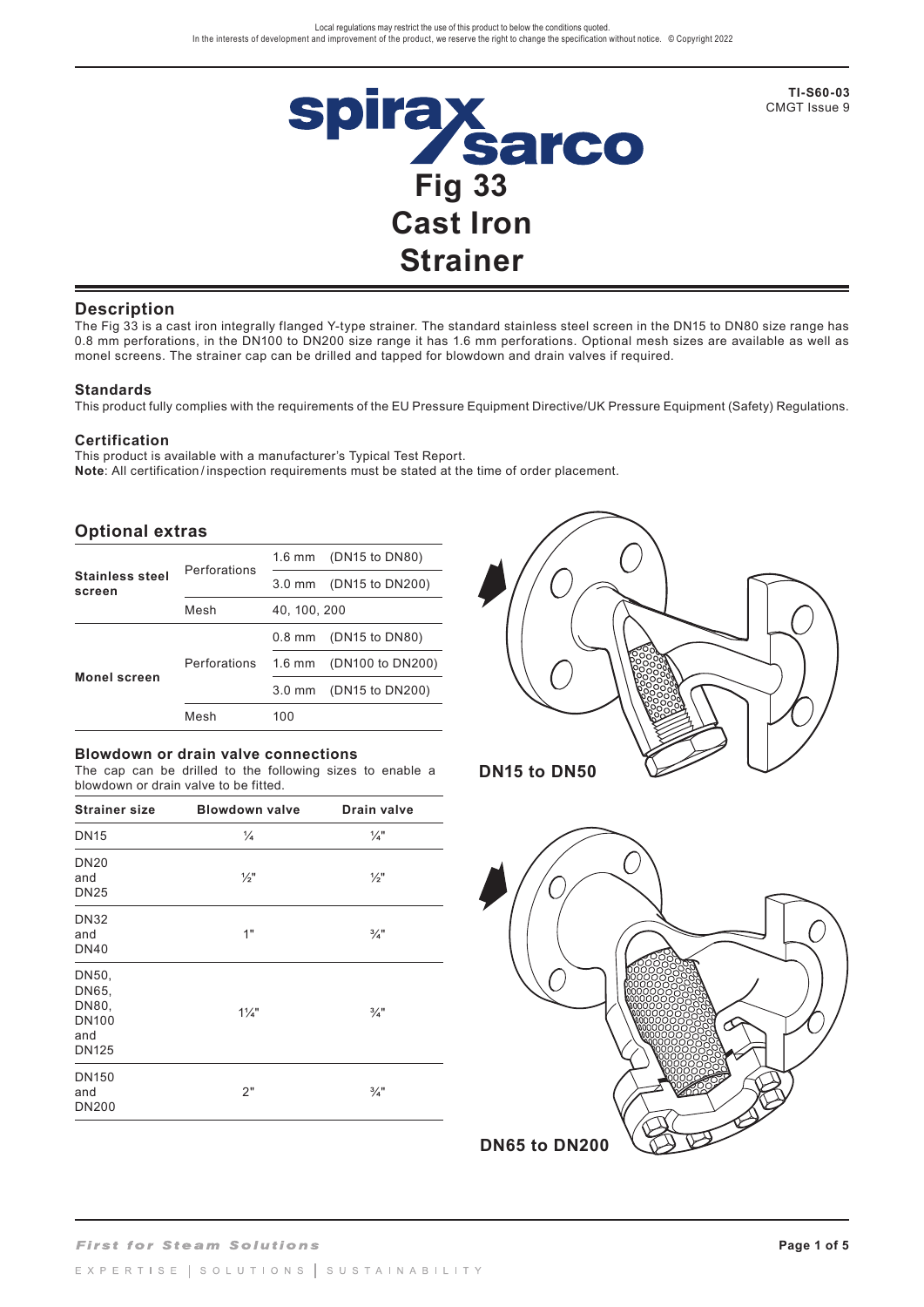Local regulations may restrict the use of this product to below the conditions quoted.
In the interests of development and improvement of the product, we reserve the right to change the specification without notice. © Copyright 2022

**TI-S60-03**
CMGT Issue 9

# Fig 33 Cast Iron Strainer

## Description

The Fig 33 is a cast iron integrally flanged Y-type strainer. The standard stainless steel screen in the DN15 to DN80 size range has 0.8 mm perforations, in the DN100 to DN200 size range it has 1.6 mm perforations. Optional mesh sizes are available as well as monel screens. The strainer cap can be drilled and tapped for blowdown and drain valves if required.

### Standards

This product fully complies with the requirements of the EU Pressure Equipment Directive/UK Pressure Equipment (Safety) Regulations.

### Certification

This product is available with a manufacturer's Typical Test Report.
**Note**: All certification / inspection requirements must be stated at the time of order placement.

## Optional extras

| | | | |
|---|---|---|---|
| **Stainless steel screen** | Perforations | 1.6 mm | (DN15 to DN80) |
| | | 3.0 mm | (DN15 to DN200) |
| | Mesh | 40, 100, 200 | |
| **Monel screen** | Perforations | 0.8 mm | (DN15 to DN80) |
| | | 1.6 mm | (DN100 to DN200) |
| | | 3.0 mm | (DN15 to DN200) |
| | Mesh | 100 | |

### Blowdown or drain valve connections

The cap can be drilled to the following sizes to enable a blowdown or drain valve to be fitted.

| Strainer size | Blowdown valve | Drain valve |
|---|---|---|
| DN15 | ¼ | ¼" |
| DN20 and DN25 | ½" | ½" |
| DN32 and DN40 | 1" | ¾" |
| DN50, DN65, DN80, DN100 and DN125 | 1¼" | ¾" |
| DN150 and DN200 | 2" | ¾" |

DN15 to DN50

DN65 to DN200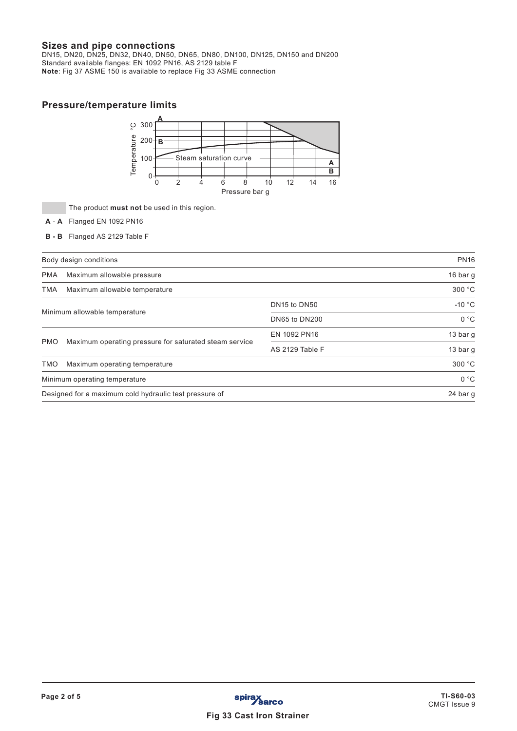## Sizes and pipe connections

DN15, DN20, DN25, DN32, DN40, DN50, DN65, DN80, DN100, DN125, DN150 and DN200
Standard available flanges: EN 1092 PN16, AS 2129 table F
**Note**: Fig 37 ASME 150 is available to replace Fig 33 ASME connection

## Pressure/temperature limits

The product **must not** be used in this region.

**A - A** Flanged EN 1092 PN16

**B - B** Flanged AS 2129 Table F

| Body design conditions | | | PN16 |
|---|---|---|---|
| PMA | Maximum allowable pressure | | 16 bar g |
| TMA | Maximum allowable temperature | | 300 °C |
| Minimum allowable temperature | | DN15 to DN50 | -10 °C |
| | | DN65 to DN200 | 0 °C |
| PMO | Maximum operating pressure for saturated steam service | EN 1092 PN16 | 13 bar g |
| | | AS 2129 Table F | 13 bar g |
| TMO | Maximum operating temperature | | 300 °C |
| Minimum operating temperature | | | 0 °C |
| Designed for a maximum cold hydraulic test pressure of | | | 24 bar g |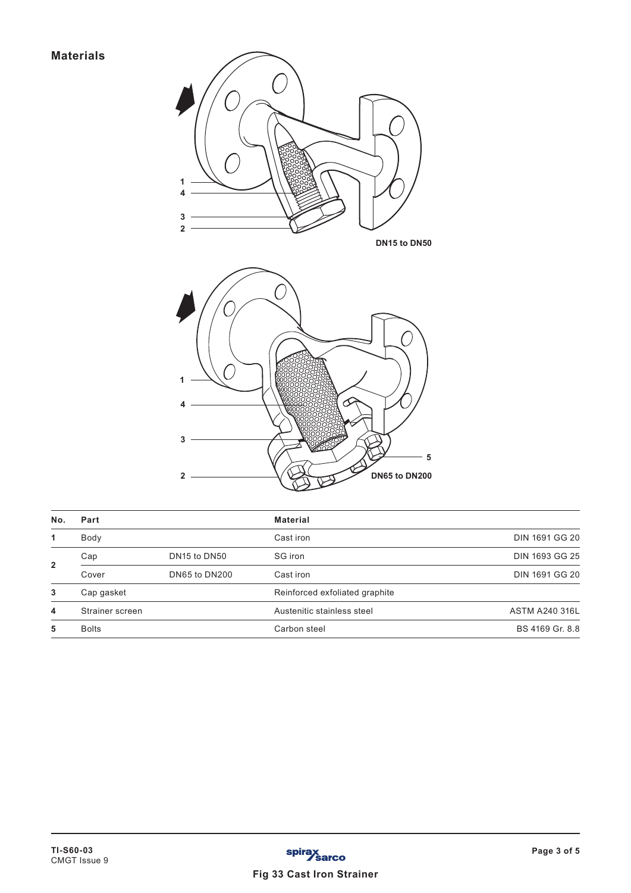## Materials

DN15 to DN50

DN65 to DN200

| No. | Part | | Material | |
|---|---|---|---|---|
| 1 | Body | | Cast iron | DIN 1691 GG 20 |
| 2 | Cap | DN15 to DN50 | SG iron | DIN 1693 GG 25 |
| | Cover | DN65 to DN200 | Cast iron | DIN 1691 GG 20 |
| 3 | Cap gasket | | Reinforced exfoliated graphite | |
| 4 | Strainer screen | | Austenitic stainless steel | ASTM A240 316L |
| 5 | Bolts | | Carbon steel | BS 4169 Gr. 8.8 |

TI-S60-03
CMGT Issue 9

Fig 33 Cast Iron Strainer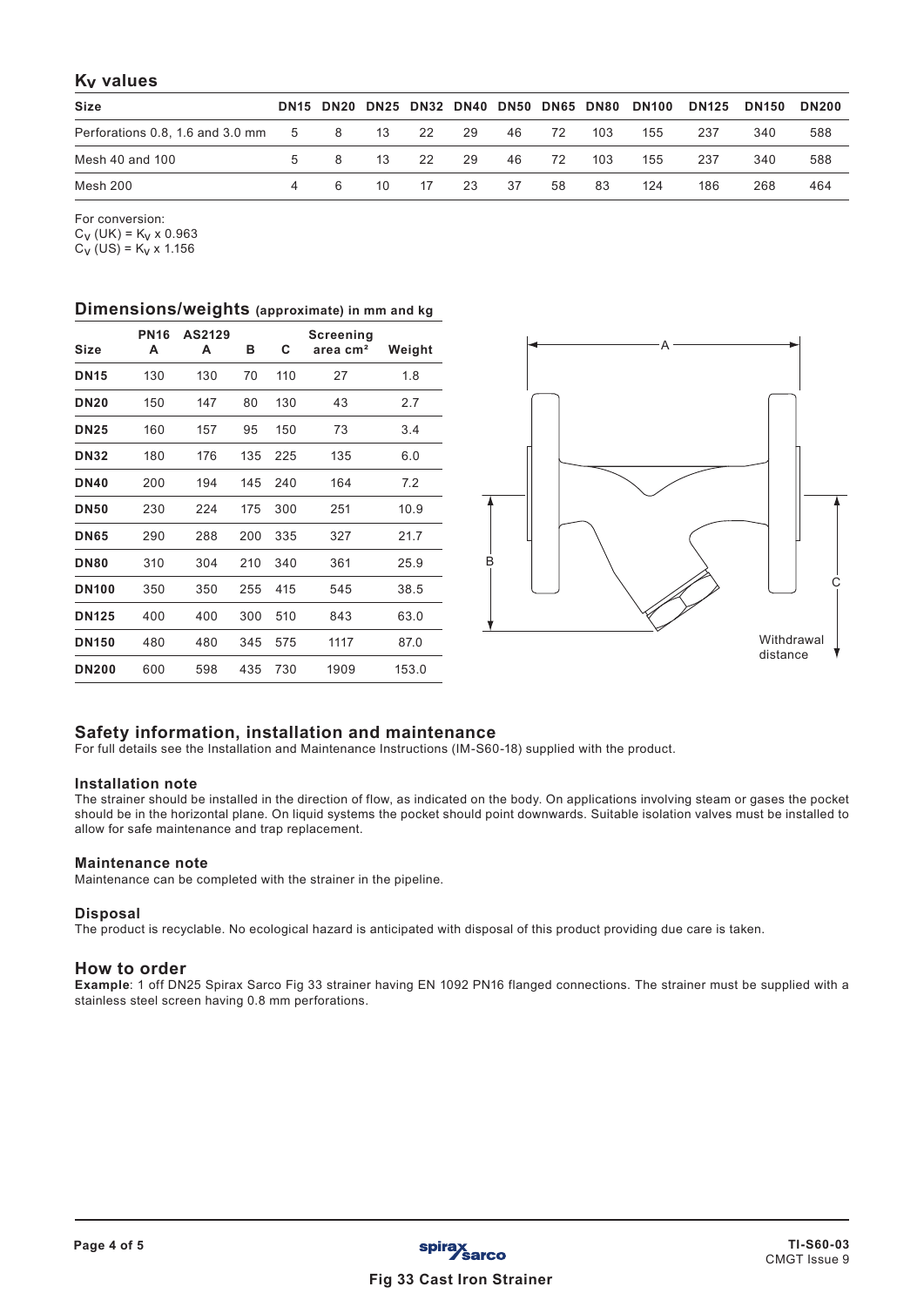## $K_V$ values

| Size | DN15 | DN20 | DN25 | DN32 | DN40 | DN50 | DN65 | DN80 | DN100 | DN125 | DN150 | DN200 |
|---|---|---|---|---|---|---|---|---|---|---|---|---|
| Perforations 0.8, 1.6 and 3.0 mm | 5 | 8 | 13 | 22 | 29 | 46 | 72 | 103 | 155 | 237 | 340 | 588 |
| Mesh 40 and 100 | 5 | 8 | 13 | 22 | 29 | 46 | 72 | 103 | 155 | 237 | 340 | 588 |
| Mesh 200 | 4 | 6 | 10 | 17 | 23 | 37 | 58 | 83 | 124 | 186 | 268 | 464 |

For conversion:
$C_V$ (UK) = $K_V$ x 0.963
$C_V$ (US) = $K_V$ x 1.156

## Dimensions/weights (approximate) in mm and kg

| Size | PN16 A | AS2129 A | B | C | Screening area cm² | Weight |
|---|---|---|---|---|---|---|
| **DN15** | 130 | 130 | 70 | 110 | 27 | 1.8 |
| **DN20** | 150 | 147 | 80 | 130 | 43 | 2.7 |
| **DN25** | 160 | 157 | 95 | 150 | 73 | 3.4 |
| **DN32** | 180 | 176 | 135 | 225 | 135 | 6.0 |
| **DN40** | 200 | 194 | 145 | 240 | 164 | 7.2 |
| **DN50** | 230 | 224 | 175 | 300 | 251 | 10.9 |
| **DN65** | 290 | 288 | 200 | 335 | 327 | 21.7 |
| **DN80** | 310 | 304 | 210 | 340 | 361 | 25.9 |
| **DN100** | 350 | 350 | 255 | 415 | 545 | 38.5 |
| **DN125** | 400 | 400 | 300 | 510 | 843 | 63.0 |
| **DN150** | 480 | 480 | 345 | 575 | 1117 | 87.0 |
| **DN200** | 600 | 598 | 435 | 730 | 1909 | 153.0 |

A

B

C

Withdrawal distance

## Safety information, installation and maintenance

For full details see the Installation and Maintenance Instructions (IM-S60-18) supplied with the product.

### Installation note

The strainer should be installed in the direction of flow, as indicated on the body. On applications involving steam or gases the pocket should be in the horizontal plane. On liquid systems the pocket should point downwards. Suitable isolation valves must be installed to allow for safe maintenance and trap replacement.

### Maintenance note

Maintenance can be completed with the strainer in the pipeline.

### Disposal

The product is recyclable. No ecological hazard is anticipated with disposal of this product providing due care is taken.

## How to order

**Example**: 1 off DN25 Spirax Sarco Fig 33 strainer having EN 1092 PN16 flanged connections. The strainer must be supplied with a stainless steel screen having 0.8 mm perforations.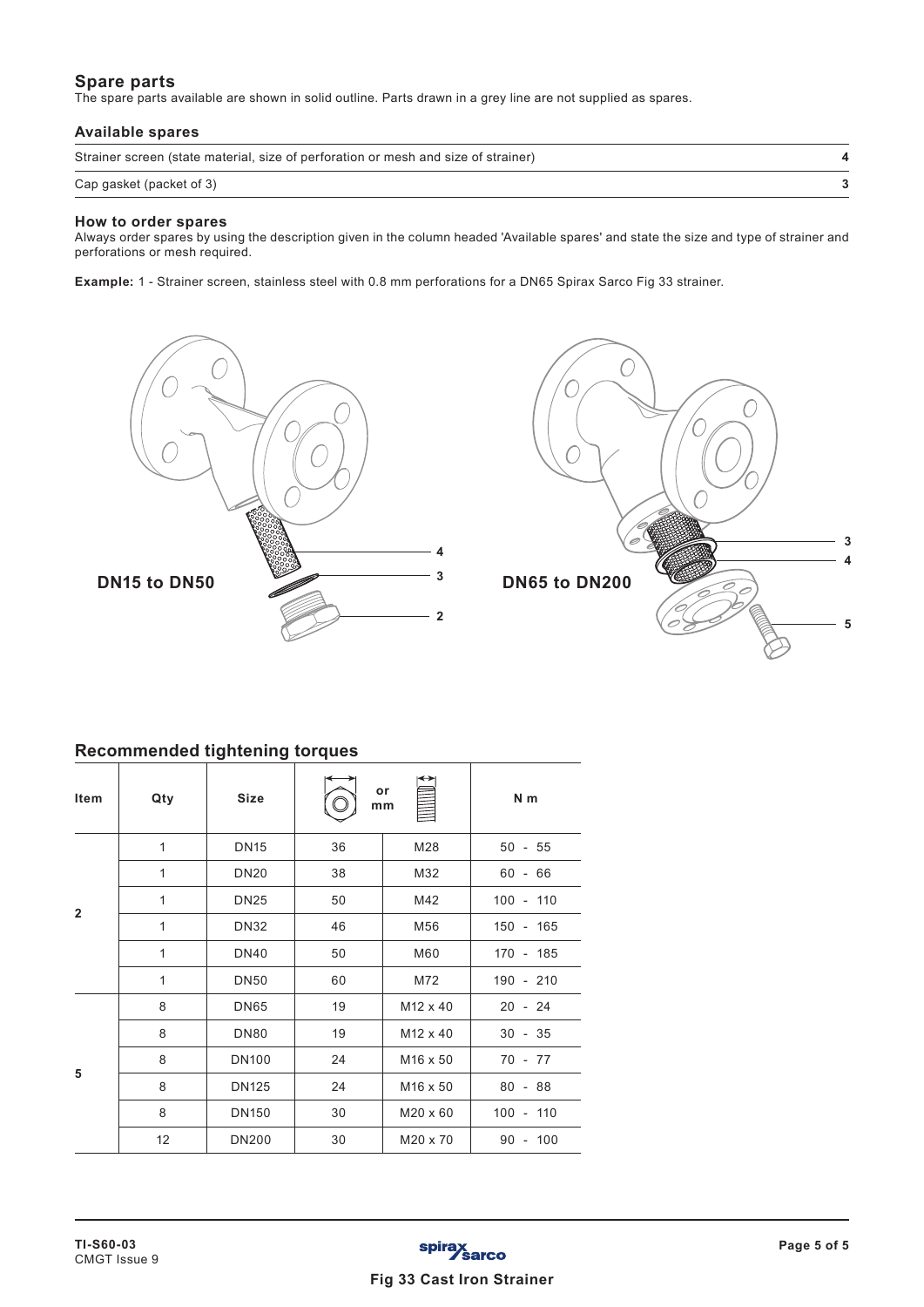## Spare parts

The spare parts available are shown in solid outline. Parts drawn in a grey line are not supplied as spares.

### Available spares

| | |
|---|---|
| Strainer screen (state material, size of perforation or mesh and size of strainer) | 4 |
| Cap gasket (packet of 3) | 3 |

### How to order spares

Always order spares by using the description given in the column headed 'Available spares' and state the size and type of strainer and perforations or mesh required.

**Example:** 1 - Strainer screen, stainless steel with 0.8 mm perforations for a DN65 Spirax Sarco Fig 33 strainer.

**DN15 to DN50**

4
3
2

**DN65 to DN200**

3
4
5

## Recommended tightening torques

| Item | Qty | Size | or mm | | N m |
|---|---|---|---|---|---|
| 2 | 1 | DN15 | 36 | M28 | 50 - 55 |
| | 1 | DN20 | 38 | M32 | 60 - 66 |
| | 1 | DN25 | 50 | M42 | 100 - 110 |
| | 1 | DN32 | 46 | M56 | 150 - 165 |
| | 1 | DN40 | 50 | M60 | 170 - 185 |
| | 1 | DN50 | 60 | M72 | 190 - 210 |
| 5 | 8 | DN65 | 19 | M12 x 40 | 20 - 24 |
| | 8 | DN80 | 19 | M12 x 40 | 30 - 35 |
| | 8 | DN100 | 24 | M16 x 50 | 70 - 77 |
| | 8 | DN125 | 24 | M16 x 50 | 80 - 88 |
| | 8 | DN150 | 30 | M20 x 60 | 100 - 110 |
| | 12 | DN200 | 30 | M20 x 70 | 90 - 100 |